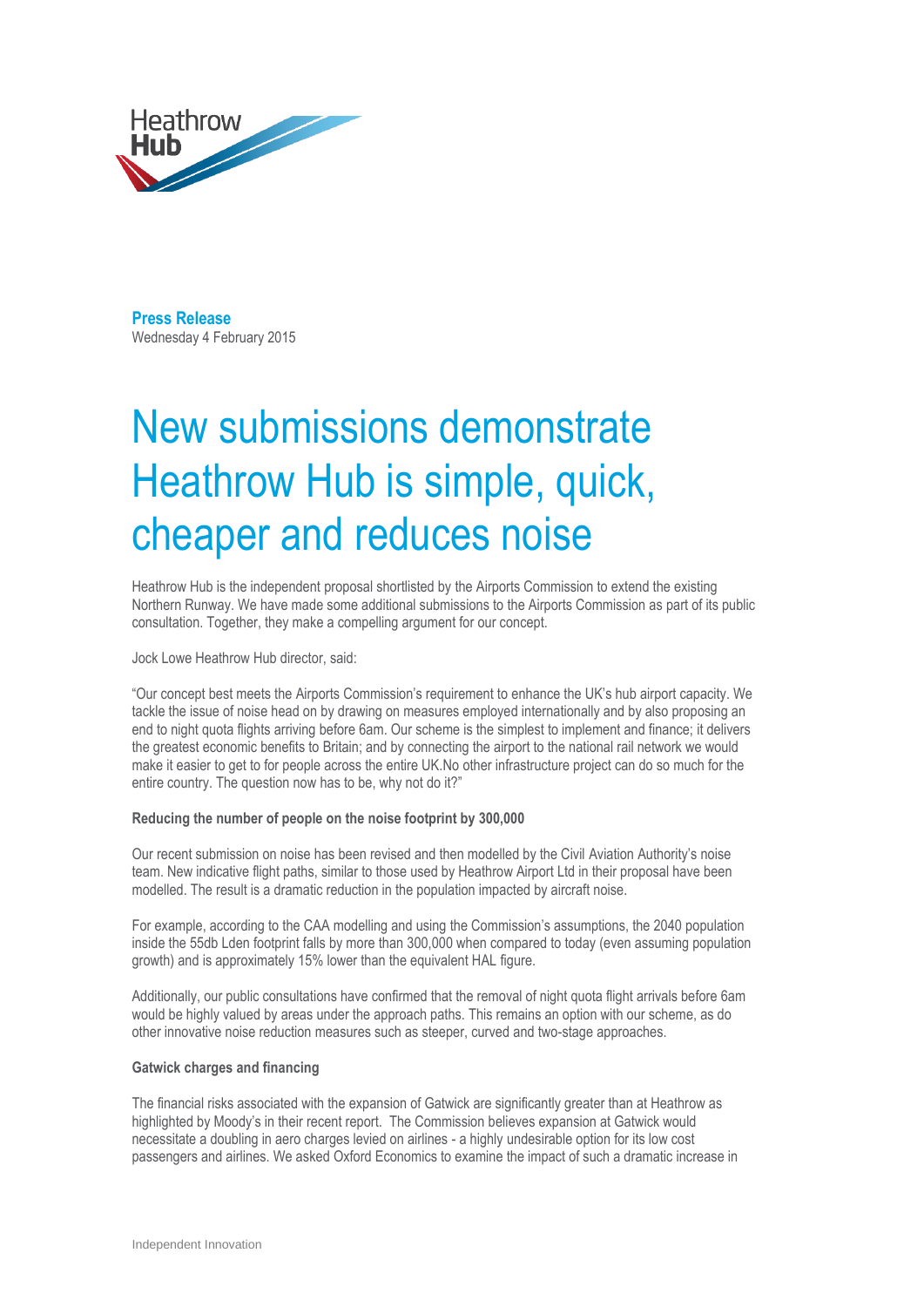Heathrow **Hub**

**Press Release**
Wednesday 4 February 2015

# New submissions demonstrate Heathrow Hub is simple, quick, cheaper and reduces noise

Heathrow Hub is the independent proposal shortlisted by the Airports Commission to extend the existing Northern Runway. We have made some additional submissions to the Airports Commission as part of its public consultation. Together, they make a compelling argument for our concept.

Jock Lowe Heathrow Hub director, said:

"Our concept best meets the Airports Commission's requirement to enhance the UK's hub airport capacity. We tackle the issue of noise head on by drawing on measures employed internationally and by also proposing an end to night quota flights arriving before 6am. Our scheme is the simplest to implement and finance; it delivers the greatest economic benefits to Britain; and by connecting the airport to the national rail network we would make it easier to get to for people across the entire UK.No other infrastructure project can do so much for the entire country. The question now has to be, why not do it?"

**Reducing the number of people on the noise footprint by 300,000**

Our recent submission on noise has been revised and then modelled by the Civil Aviation Authority's noise team. New indicative flight paths, similar to those used by Heathrow Airport Ltd in their proposal have been modelled. The result is a dramatic reduction in the population impacted by aircraft noise.

For example, according to the CAA modelling and using the Commission's assumptions, the 2040 population inside the 55db Lden footprint falls by more than 300,000 when compared to today (even assuming population growth) and is approximately 15% lower than the equivalent HAL figure.

Additionally, our public consultations have confirmed that the removal of night quota flight arrivals before 6am would be highly valued by areas under the approach paths. This remains an option with our scheme, as do other innovative noise reduction measures such as steeper, curved and two-stage approaches.

**Gatwick charges and financing**

The financial risks associated with the expansion of Gatwick are significantly greater than at Heathrow as highlighted by Moody's in their recent report. The Commission believes expansion at Gatwick would necessitate a doubling in aero charges levied on airlines - a highly undesirable option for its low cost passengers and airlines. We asked Oxford Economics to examine the impact of such a dramatic increase in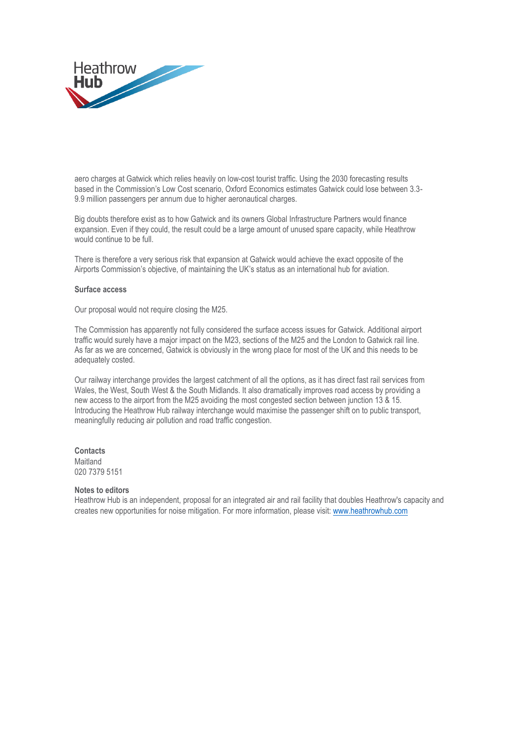aero charges at Gatwick which relies heavily on low-cost tourist traffic. Using the 2030 forecasting results based in the Commission's Low Cost scenario, Oxford Economics estimates Gatwick could lose between 3.3-9.9 million passengers per annum due to higher aeronautical charges.

Big doubts therefore exist as to how Gatwick and its owners Global Infrastructure Partners would finance expansion. Even if they could, the result could be a large amount of unused spare capacity, while Heathrow would continue to be full.

There is therefore a very serious risk that expansion at Gatwick would achieve the exact opposite of the Airports Commission's objective, of maintaining the UK's status as an international hub for aviation.

**Surface access**

Our proposal would not require closing the M25.

The Commission has apparently not fully considered the surface access issues for Gatwick. Additional airport traffic would surely have a major impact on the M23, sections of the M25 and the London to Gatwick rail line. As far as we are concerned, Gatwick is obviously in the wrong place for most of the UK and this needs to be adequately costed.

Our railway interchange provides the largest catchment of all the options, as it has direct fast rail services from Wales, the West, South West & the South Midlands. It also dramatically improves road access by providing a new access to the airport from the M25 avoiding the most congested section between junction 13 & 15. Introducing the Heathrow Hub railway interchange would maximise the passenger shift on to public transport, meaningfully reducing air pollution and road traffic congestion.

**Contacts**
Maitland
020 7379 5151

**Notes to editors**
Heathrow Hub is an independent, proposal for an integrated air and rail facility that doubles Heathrow's capacity and creates new opportunities for noise mitigation. For more information, please visit: www.heathrowhub.com